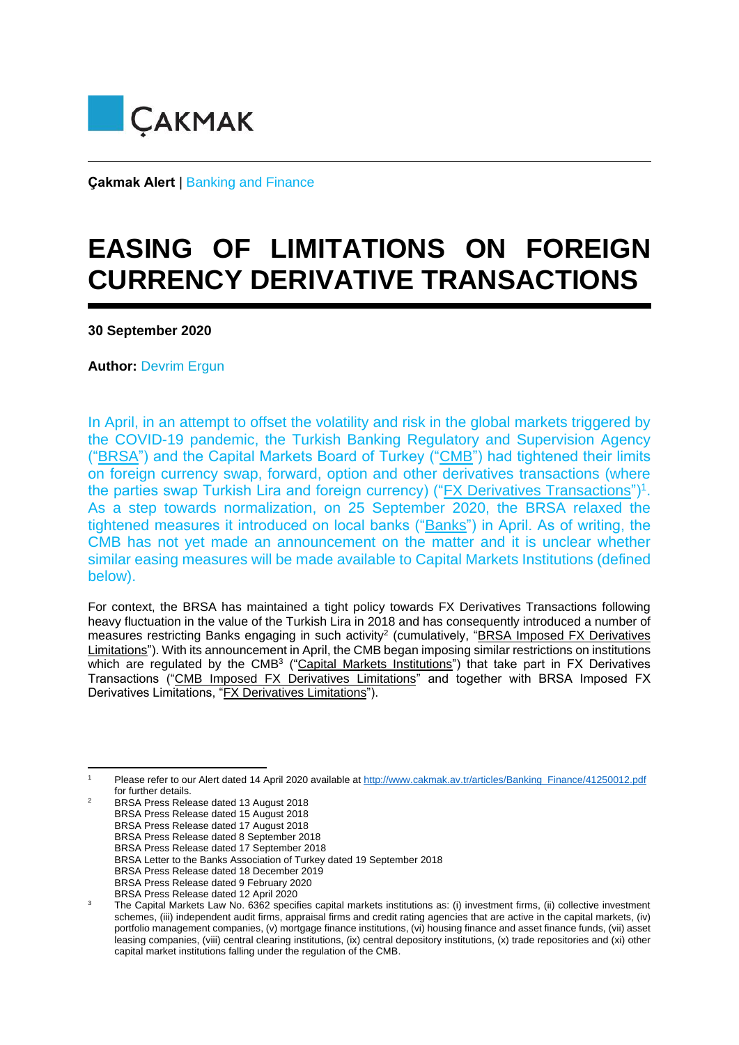ÇAKMAK

**Çakmak Alert** | Banking and Finance

# EASING OF LIMITATIONS ON FOREIGN CURRENCY DERIVATIVE TRANSACTIONS

**30 September 2020**

**Author:** Devrim Ergun

In April, in an attempt to offset the volatility and risk in the global markets triggered by the COVID-19 pandemic, the Turkish Banking Regulatory and Supervision Agency ("BRSA") and the Capital Markets Board of Turkey ("CMB") had tightened their limits on foreign currency swap, forward, option and other derivatives transactions (where the parties swap Turkish Lira and foreign currency) ("FX Derivatives Transactions")[1]. As a step towards normalization, on 25 September 2020, the BRSA relaxed the tightened measures it introduced on local banks ("Banks") in April. As of writing, the CMB has not yet made an announcement on the matter and it is unclear whether similar easing measures will be made available to Capital Markets Institutions (defined below).

For context, the BRSA has maintained a tight policy towards FX Derivatives Transactions following heavy fluctuation in the value of the Turkish Lira in 2018 and has consequently introduced a number of measures restricting Banks engaging in such activity[2] (cumulatively, "BRSA Imposed FX Derivatives Limitations"). With its announcement in April, the CMB began imposing similar restrictions on institutions which are regulated by the CMB[3] ("Capital Markets Institutions") that take part in FX Derivatives Transactions ("CMB Imposed FX Derivatives Limitations" and together with BRSA Imposed FX Derivatives Limitations, "FX Derivatives Limitations").

---

[1] Please refer to our Alert dated 14 April 2020 available at http://www.cakmak.av.tr/articles/Banking_Finance/41250012.pdf for further details.

[2] BRSA Press Release dated 13 August 2018
BRSA Press Release dated 15 August 2018
BRSA Press Release dated 17 August 2018
BRSA Press Release dated 8 September 2018
BRSA Press Release dated 17 September 2018
BRSA Letter to the Banks Association of Turkey dated 19 September 2018
BRSA Press Release dated 18 December 2019
BRSA Press Release dated 9 February 2020
BRSA Press Release dated 12 April 2020

[3] The Capital Markets Law No. 6362 specifies capital markets institutions as: (i) investment firms, (ii) collective investment schemes, (iii) independent audit firms, appraisal firms and credit rating agencies that are active in the capital markets, (iv) portfolio management companies, (v) mortgage finance institutions, (vi) housing finance and asset finance funds, (vii) asset leasing companies, (viii) central clearing institutions, (ix) central depository institutions, (x) trade repositories and (xi) other capital market institutions falling under the regulation of the CMB.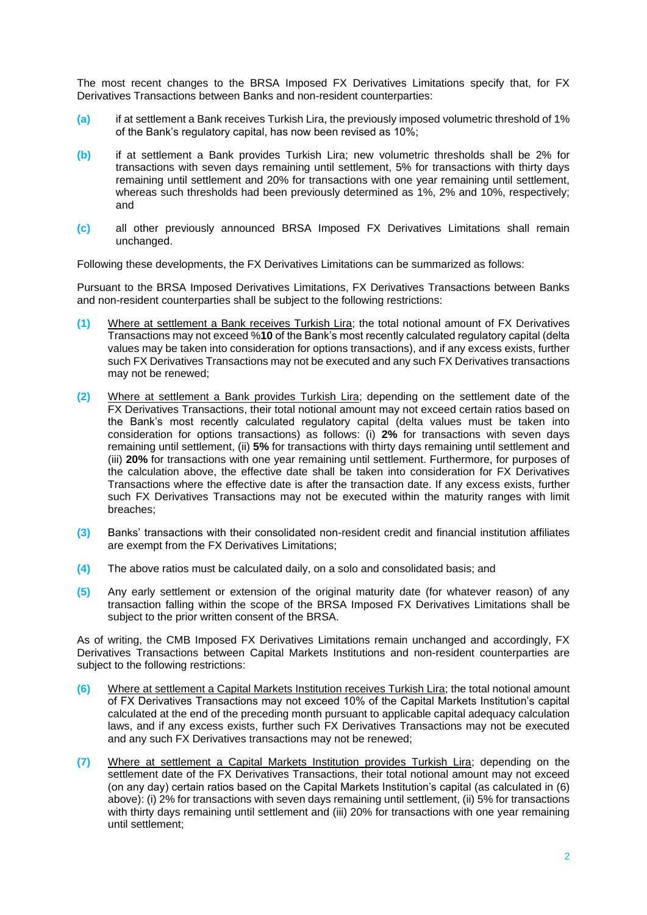The most recent changes to the BRSA Imposed FX Derivatives Limitations specify that, for FX Derivatives Transactions between Banks and non-resident counterparties:

**(a)** if at settlement a Bank receives Turkish Lira, the previously imposed volumetric threshold of 1% of the Bank's regulatory capital, has now been revised as 10%;

**(b)** if at settlement a Bank provides Turkish Lira; new volumetric thresholds shall be 2% for transactions with seven days remaining until settlement, 5% for transactions with thirty days remaining until settlement and 20% for transactions with one year remaining until settlement, whereas such thresholds had been previously determined as 1%, 2% and 10%, respectively; and

**(c)** all other previously announced BRSA Imposed FX Derivatives Limitations shall remain unchanged.

Following these developments, the FX Derivatives Limitations can be summarized as follows:

Pursuant to the BRSA Imposed Derivatives Limitations, FX Derivatives Transactions between Banks and non-resident counterparties shall be subject to the following restrictions:

**(1)** <u>Where at settlement a Bank receives Turkish Lira</u>; the total notional amount of FX Derivatives Transactions may not exceed %**10** of the Bank's most recently calculated regulatory capital (delta values may be taken into consideration for options transactions), and if any excess exists, further such FX Derivatives Transactions may not be executed and any such FX Derivatives transactions may not be renewed;

**(2)** <u>Where at settlement a Bank provides Turkish Lira</u>; depending on the settlement date of the FX Derivatives Transactions, their total notional amount may not exceed certain ratios based on the Bank's most recently calculated regulatory capital (delta values must be taken into consideration for options transactions) as follows: (i) **2%** for transactions with seven days remaining until settlement, (ii) **5%** for transactions with thirty days remaining until settlement and (iii) **20%** for transactions with one year remaining until settlement. Furthermore, for purposes of the calculation above, the effective date shall be taken into consideration for FX Derivatives Transactions where the effective date is after the transaction date. If any excess exists, further such FX Derivatives Transactions may not be executed within the maturity ranges with limit breaches;

**(3)** Banks' transactions with their consolidated non-resident credit and financial institution affiliates are exempt from the FX Derivatives Limitations;

**(4)** The above ratios must be calculated daily, on a solo and consolidated basis; and

**(5)** Any early settlement or extension of the original maturity date (for whatever reason) of any transaction falling within the scope of the BRSA Imposed FX Derivatives Limitations shall be subject to the prior written consent of the BRSA.

As of writing, the CMB Imposed FX Derivatives Limitations remain unchanged and accordingly, FX Derivatives Transactions between Capital Markets Institutions and non-resident counterparties are subject to the following restrictions:

**(6)** <u>Where at settlement a Capital Markets Institution receives Turkish Lira</u>; the total notional amount of FX Derivatives Transactions may not exceed 10% of the Capital Markets Institution's capital calculated at the end of the preceding month pursuant to applicable capital adequacy calculation laws, and if any excess exists, further such FX Derivatives Transactions may not be executed and any such FX Derivatives transactions may not be renewed;

**(7)** <u>Where at settlement a Capital Markets Institution provides Turkish Lira</u>; depending on the settlement date of the FX Derivatives Transactions, their total notional amount may not exceed (on any day) certain ratios based on the Capital Markets Institution's capital (as calculated in (6) above): (i) 2% for transactions with seven days remaining until settlement, (ii) 5% for transactions with thirty days remaining until settlement and (iii) 20% for transactions with one year remaining until settlement;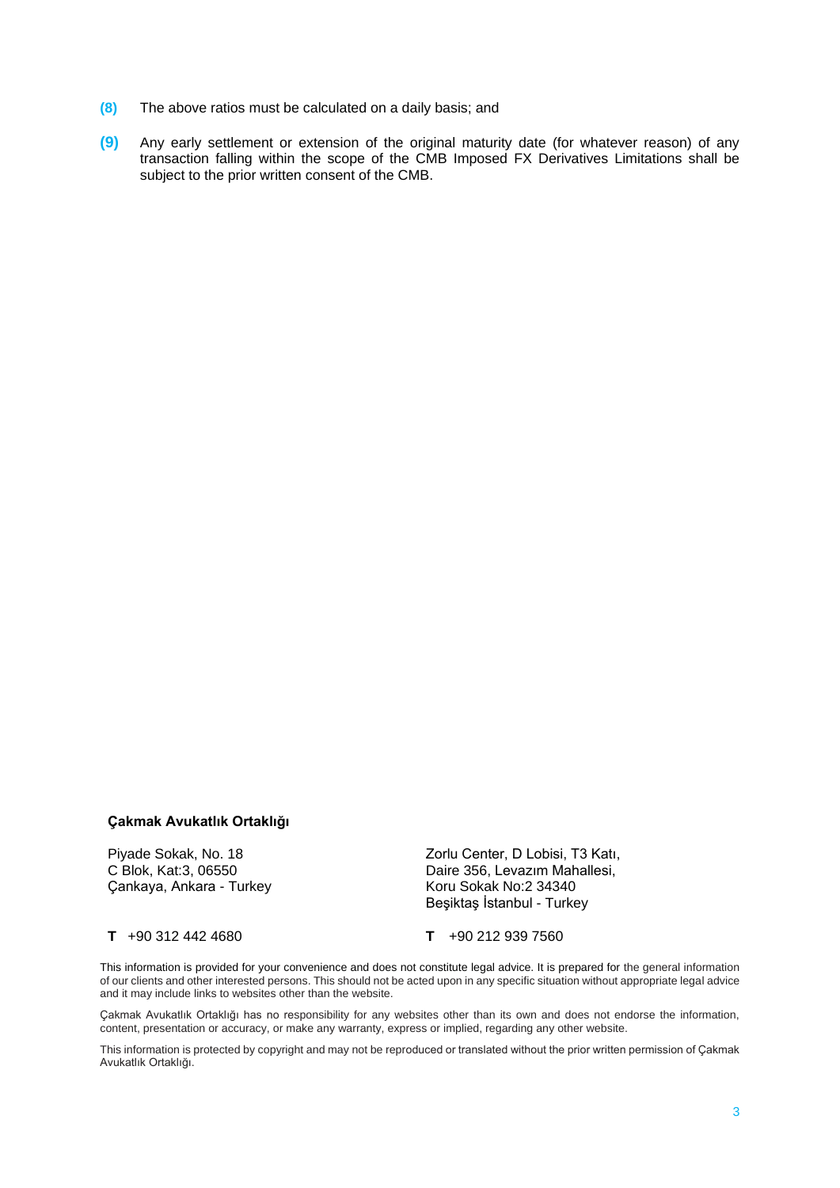**(8)** The above ratios must be calculated on a daily basis; and

**(9)** Any early settlement or extension of the original maturity date (for whatever reason) of any transaction falling within the scope of the CMB Imposed FX Derivatives Limitations shall be subject to the prior written consent of the CMB.

**Çakmak Avukatlık Ortaklığı**

Piyade Sokak, No. 18
C Blok, Kat:3, 06550
Çankaya, Ankara - Turkey

**T** +90 312 442 4680

Zorlu Center, D Lobisi, T3 Katı,
Daire 356, Levazım Mahallesi,
Koru Sokak No:2 34340
Beşiktaş İstanbul - Turkey

**T** +90 212 939 7560

This information is provided for your convenience and does not constitute legal advice. It is prepared for the general information of our clients and other interested persons. This should not be acted upon in any specific situation without appropriate legal advice and it may include links to websites other than the website.

Çakmak Avukatlık Ortaklığı has no responsibility for any websites other than its own and does not endorse the information, content, presentation or accuracy, or make any warranty, express or implied, regarding any other website.

This information is protected by copyright and may not be reproduced or translated without the prior written permission of Çakmak Avukatlık Ortaklığı.